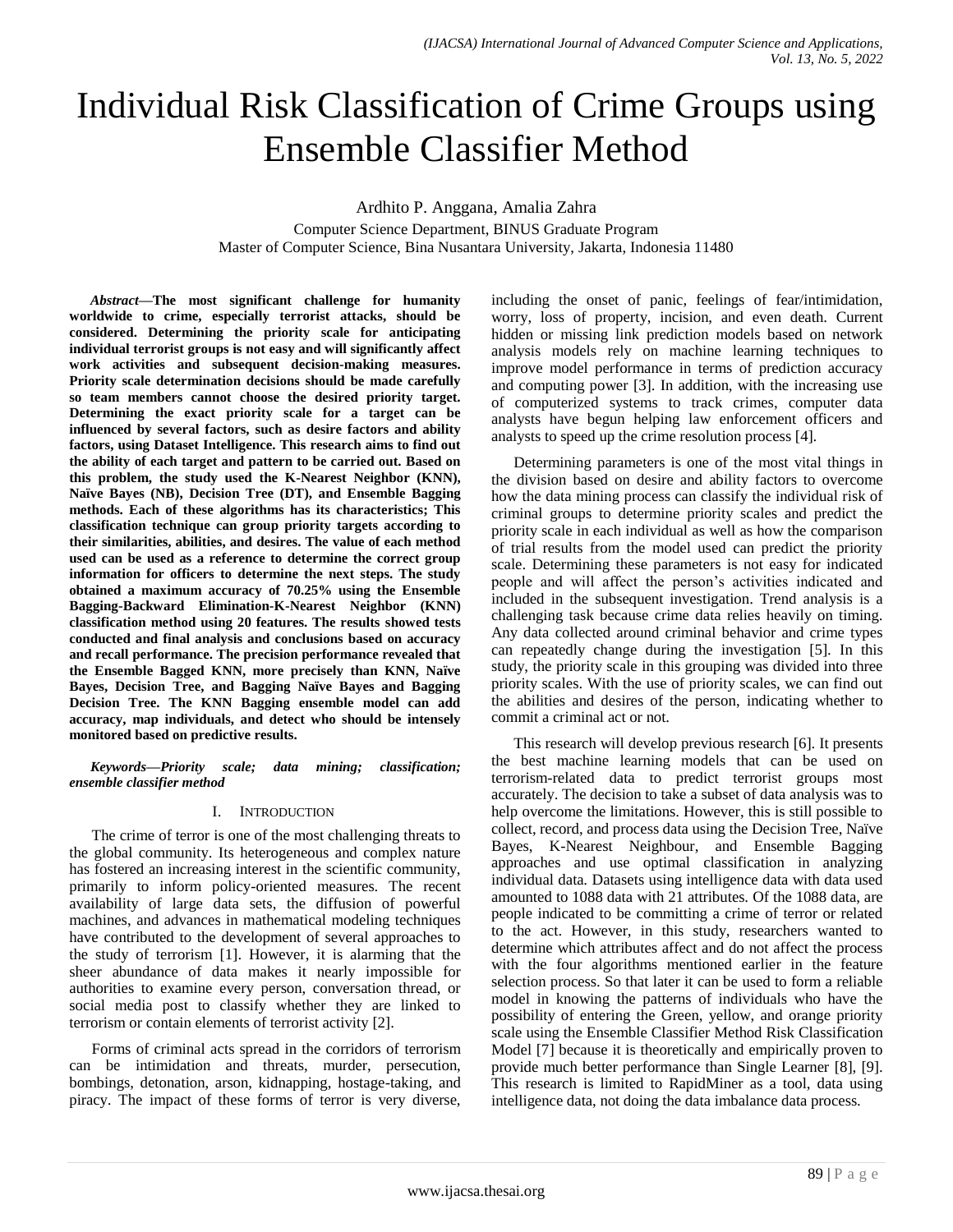# Individual Risk Classification of Crime Groups using Ensemble Classifier Method

Ardhito P. Anggana, Amalia Zahra

Computer Science Department, BINUS Graduate Program
Master of Computer Science, Bina Nusantara University, Jakarta, Indonesia 11480

***Abstract*—The most significant challenge for humanity worldwide to crime, especially terrorist attacks, should be considered. Determining the priority scale for anticipating individual terrorist groups is not easy and will significantly affect work activities and subsequent decision-making measures. Priority scale determination decisions should be made carefully so team members cannot choose the desired priority target. Determining the exact priority scale for a target can be influenced by several factors, such as desire factors and ability factors, using Dataset Intelligence. This research aims to find out the ability of each target and pattern to be carried out. Based on this problem, the study used the K-Nearest Neighbor (KNN), Naïve Bayes (NB), Decision Tree (DT), and Ensemble Bagging methods. Each of these algorithms has its characteristics; This classification technique can group priority targets according to their similarities, abilities, and desires. The value of each method used can be used as a reference to determine the correct group information for officers to determine the next steps. The study obtained a maximum accuracy of 70.25% using the Ensemble Bagging-Backward Elimination-K-Nearest Neighbor (KNN) classification method using 20 features. The results showed tests conducted and final analysis and conclusions based on accuracy and recall performance. The precision performance revealed that the Ensemble Bagged KNN, more precisely than KNN, Naïve Bayes, Decision Tree, and Bagging Naïve Bayes and Bagging Decision Tree. The KNN Bagging ensemble model can add accuracy, map individuals, and detect who should be intensely monitored based on predictive results.**

***Keywords*—*Priority scale; data mining; classification; ensemble classifier method***

## I. Introduction

The crime of terror is one of the most challenging threats to the global community. Its heterogeneous and complex nature has fostered an increasing interest in the scientific community, primarily to inform policy-oriented measures. The recent availability of large data sets, the diffusion of powerful machines, and advances in mathematical modeling techniques have contributed to the development of several approaches to the study of terrorism [1]. However, it is alarming that the sheer abundance of data makes it nearly impossible for authorities to examine every person, conversation thread, or social media post to classify whether they are linked to terrorism or contain elements of terrorist activity [2].

Forms of criminal acts spread in the corridors of terrorism can be intimidation and threats, murder, persecution, bombings, detonation, arson, kidnapping, hostage-taking, and piracy. The impact of these forms of terror is very diverse, including the onset of panic, feelings of fear/intimidation, worry, loss of property, incision, and even death. Current hidden or missing link prediction models based on network analysis models rely on machine learning techniques to improve model performance in terms of prediction accuracy and computing power [3]. In addition, with the increasing use of computerized systems to track crimes, computer data analysts have begun helping law enforcement officers and analysts to speed up the crime resolution process [4].

Determining parameters is one of the most vital things in the division based on desire and ability factors to overcome how the data mining process can classify the individual risk of criminal groups to determine priority scales and predict the priority scale in each individual as well as how the comparison of trial results from the model used can predict the priority scale. Determining these parameters is not easy for indicated people and will affect the person's activities indicated and included in the subsequent investigation. Trend analysis is a challenging task because crime data relies heavily on timing. Any data collected around criminal behavior and crime types can repeatedly change during the investigation [5]. In this study, the priority scale in this grouping was divided into three priority scales. With the use of priority scales, we can find out the abilities and desires of the person, indicating whether to commit a criminal act or not.

This research will develop previous research [6]. It presents the best machine learning models that can be used on terrorism-related data to predict terrorist groups most accurately. The decision to take a subset of data analysis was to help overcome the limitations. However, this is still possible to collect, record, and process data using the Decision Tree, Naïve Bayes, K-Nearest Neighbour, and Ensemble Bagging approaches and use optimal classification in analyzing individual data. Datasets using intelligence data with data used amounted to 1088 data with 21 attributes. Of the 1088 data, are people indicated to be committing a crime of terror or related to the act. However, in this study, researchers wanted to determine which attributes affect and do not affect the process with the four algorithms mentioned earlier in the feature selection process. So that later it can be used to form a reliable model in knowing the patterns of individuals who have the possibility of entering the Green, yellow, and orange priority scale using the Ensemble Classifier Method Risk Classification Model [7] because it is theoretically and empirically proven to provide much better performance than Single Learner [8], [9]. This research is limited to RapidMiner as a tool, data using intelligence data, not doing the data imbalance data process.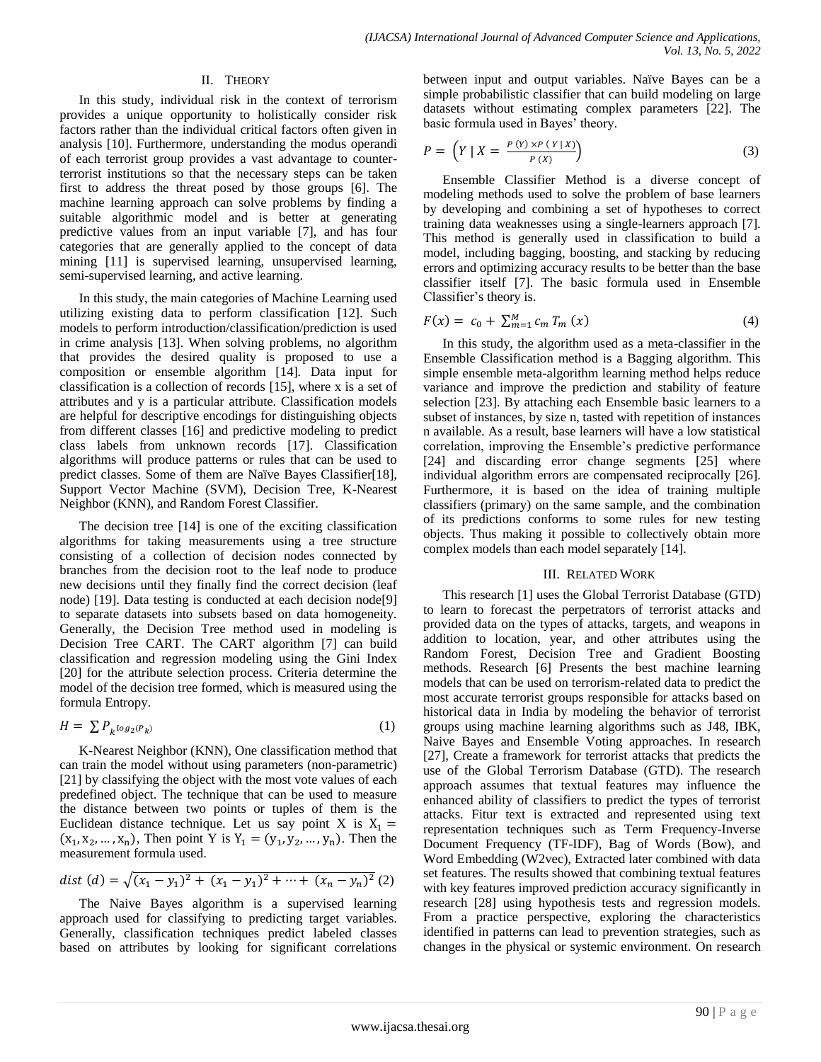## II. Theory

In this study, individual risk in the context of terrorism provides a unique opportunity to holistically consider risk factors rather than the individual critical factors often given in analysis [10]. Furthermore, understanding the modus operandi of each terrorist group provides a vast advantage to counter-terrorist institutions so that the necessary steps can be taken first to address the threat posed by those groups [6]. The machine learning approach can solve problems by finding a suitable algorithmic model and is better at generating predictive values from an input variable [7], and has four categories that are generally applied to the concept of data mining [11] is supervised learning, unsupervised learning, semi-supervised learning, and active learning.

In this study, the main categories of Machine Learning used utilizing existing data to perform classification [12]. Such models to perform introduction/classification/prediction is used in crime analysis [13]. When solving problems, no algorithm that provides the desired quality is proposed to use a composition or ensemble algorithm [14]. Data input for classification is a collection of records [15], where x is a set of attributes and y is a particular attribute. Classification models are helpful for descriptive encodings for distinguishing objects from different classes [16] and predictive modeling to predict class labels from unknown records [17]. Classification algorithms will produce patterns or rules that can be used to predict classes. Some of them are Naïve Bayes Classifier[18], Support Vector Machine (SVM), Decision Tree, K-Nearest Neighbor (KNN), and Random Forest Classifier.

The decision tree [14] is one of the exciting classification algorithms for taking measurements using a tree structure consisting of a collection of decision nodes connected by branches from the decision root to the leaf node to produce new decisions until they finally find the correct decision (leaf node) [19]. Data testing is conducted at each decision node[9] to separate datasets into subsets based on data homogeneity. Generally, the Decision Tree method used in modeling is Decision Tree CART. The CART algorithm [7] can build classification and regression modeling using the Gini Index [20] for the attribute selection process. Criteria determine the model of the decision tree formed, which is measured using the formula Entropy.

$$H = \sum P_{k^{log_{2}(P_k)}} \tag{1}$$

K-Nearest Neighbor (KNN), One classification method that can train the model without using parameters (non-parametric) [21] by classifying the object with the most vote values of each predefined object. The technique that can be used to measure the distance between two points or tuples of them is the Euclidean distance technique. Let us say point X is $X_1 = (x_1, x_2, \ldots, x_n)$, Then point Y is $Y_1 = (y_1, y_2, \ldots, y_n)$. Then the measurement formula used.

$$dist\ (d) = \sqrt{(x_1 - y_1)^2 + (x_1 - y_1)^2 + \cdots + (x_n - y_n)^2} \tag{2}$$

The Naive Bayes algorithm is a supervised learning approach used for classifying to predicting target variables. Generally, classification techniques predict labeled classes based on attributes by looking for significant correlations between input and output variables. Naïve Bayes can be a simple probabilistic classifier that can build modeling on large datasets without estimating complex parameters [22]. The basic formula used in Bayes' theory.

$$P = \left(Y \mid X = \frac{P\,(Y) \times P\,(\,Y \mid X)}{P\,(X)}\right) \tag{3}$$

Ensemble Classifier Method is a diverse concept of modeling methods used to solve the problem of base learners by developing and combining a set of hypotheses to correct training data weaknesses using a single-learners approach [7]. This method is generally used in classification to build a model, including bagging, boosting, and stacking by reducing errors and optimizing accuracy results to be better than the base classifier itself [7]. The basic formula used in Ensemble Classifier's theory is.

$$F(x) = c_0 + \sum_{m=1}^{M} c_m\, T_m\,(x) \tag{4}$$

In this study, the algorithm used as a meta-classifier in the Ensemble Classification method is a Bagging algorithm. This simple ensemble meta-algorithm learning method helps reduce variance and improve the prediction and stability of feature selection [23]. By attaching each Ensemble basic learners to a subset of instances, by size n, tasted with repetition of instances n available. As a result, base learners will have a low statistical correlation, improving the Ensemble's predictive performance [24] and discarding error change segments [25] where individual algorithm errors are compensated reciprocally [26]. Furthermore, it is based on the idea of training multiple classifiers (primary) on the same sample, and the combination of its predictions conforms to some rules for new testing objects. Thus making it possible to collectively obtain more complex models than each model separately [14].

## III. Related Work

This research [1] uses the Global Terrorist Database (GTD) to learn to forecast the perpetrators of terrorist attacks and provided data on the types of attacks, targets, and weapons in addition to location, year, and other attributes using the Random Forest, Decision Tree and Gradient Boosting methods. Research [6] Presents the best machine learning models that can be used on terrorism-related data to predict the most accurate terrorist groups responsible for attacks based on historical data in India by modeling the behavior of terrorist groups using machine learning algorithms such as J48, IBK, Naive Bayes and Ensemble Voting approaches. In research [27], Create a framework for terrorist attacks that predicts the use of the Global Terrorism Database (GTD). The research approach assumes that textual features may influence the enhanced ability of classifiers to predict the types of terrorist attacks. Fitur text is extracted and represented using text representation techniques such as Term Frequency-Inverse Document Frequency (TF-IDF), Bag of Words (Bow), and Word Embedding (W2vec), Extracted later combined with data set features. The results showed that combining textual features with key features improved prediction accuracy significantly in research [28] using hypothesis tests and regression models. From a practice perspective, exploring the characteristics identified in patterns can lead to prevention strategies, such as changes in the physical or systemic environment. On research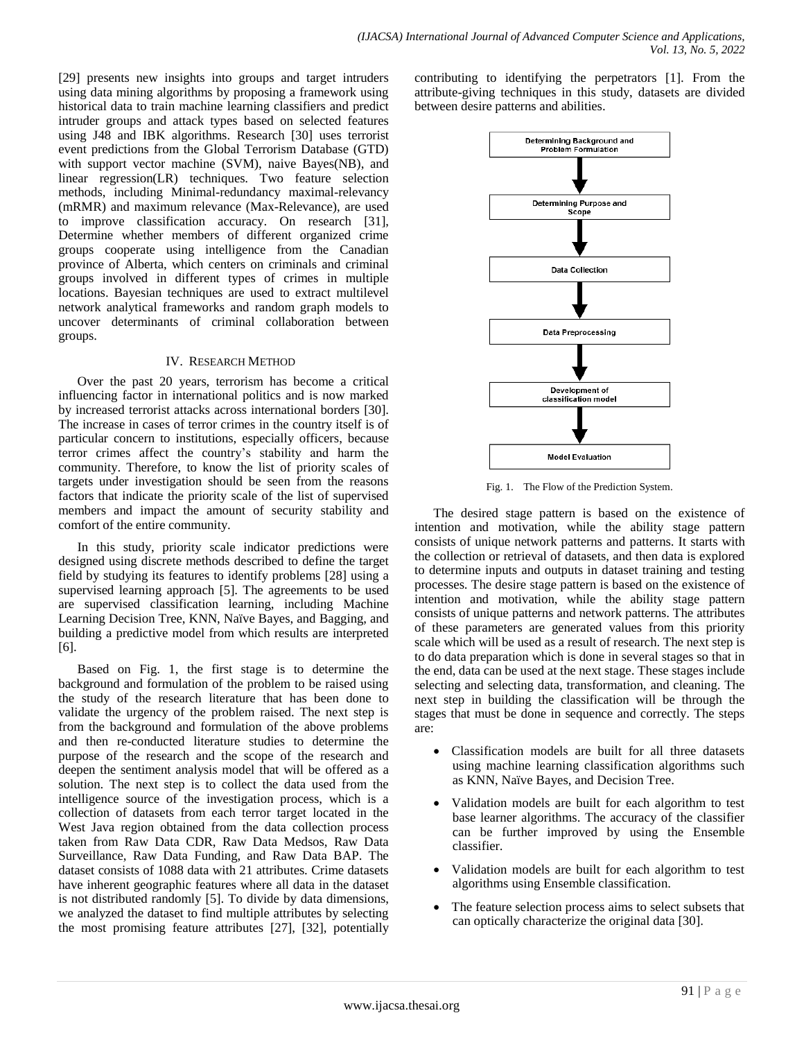[29] presents new insights into groups and target intruders using data mining algorithms by proposing a framework using historical data to train machine learning classifiers and predict intruder groups and attack types based on selected features using J48 and IBK algorithms. Research [30] uses terrorist event predictions from the Global Terrorism Database (GTD) with support vector machine (SVM), naive Bayes(NB), and linear regression(LR) techniques. Two feature selection methods, including Minimal-redundancy maximal-relevancy (mRMR) and maximum relevance (Max-Relevance), are used to improve classification accuracy. On research [31], Determine whether members of different organized crime groups cooperate using intelligence from the Canadian province of Alberta, which centers on criminals and criminal groups involved in different types of crimes in multiple locations. Bayesian techniques are used to extract multilevel network analytical frameworks and random graph models to uncover determinants of criminal collaboration between groups.

## IV. Research Method

Over the past 20 years, terrorism has become a critical influencing factor in international politics and is now marked by increased terrorist attacks across international borders [30]. The increase in cases of terror crimes in the country itself is of particular concern to institutions, especially officers, because terror crimes affect the country's stability and harm the community. Therefore, to know the list of priority scales of targets under investigation should be seen from the reasons factors that indicate the priority scale of the list of supervised members and impact the amount of security stability and comfort of the entire community.

In this study, priority scale indicator predictions were designed using discrete methods described to define the target field by studying its features to identify problems [28] using a supervised learning approach [5]. The agreements to be used are supervised classification learning, including Machine Learning Decision Tree, KNN, Naïve Bayes, and Bagging, and building a predictive model from which results are interpreted [6].

Based on Fig. 1, the first stage is to determine the background and formulation of the problem to be raised using the study of the research literature that has been done to validate the urgency of the problem raised. The next step is from the background and formulation of the above problems and then re-conducted literature studies to determine the purpose of the research and the scope of the research and deepen the sentiment analysis model that will be offered as a solution. The next step is to collect the data used from the intelligence source of the investigation process, which is a collection of datasets from each terror target located in the West Java region obtained from the data collection process taken from Raw Data CDR, Raw Data Medsos, Raw Data Surveillance, Raw Data Funding, and Raw Data BAP. The dataset consists of 1088 data with 21 attributes. Crime datasets have inherent geographic features where all data in the dataset is not distributed randomly [5]. To divide by data dimensions, we analyzed the dataset to find multiple attributes by selecting the most promising feature attributes [27], [32], potentially contributing to identifying the perpetrators [1]. From the attribute-giving techniques in this study, datasets are divided between desire patterns and abilities.

Determining Background and Problem Formulation → Determining Purpose and Scope → Data Collection → Data Preprocessing → Development of classification model → Model Evaluation

Fig. 1. The Flow of the Prediction System.

The desired stage pattern is based on the existence of intention and motivation, while the ability stage pattern consists of unique network patterns and patterns. It starts with the collection or retrieval of datasets, and then data is explored to determine inputs and outputs in dataset training and testing processes. The desire stage pattern is based on the existence of intention and motivation, while the ability stage pattern consists of unique patterns and network patterns. The attributes of these parameters are generated values from this priority scale which will be used as a result of research. The next step is to do data preparation which is done in several stages so that in the end, data can be used at the next stage. These stages include selecting and selecting data, transformation, and cleaning. The next step in building the classification will be through the stages that must be done in sequence and correctly. The steps are:

- Classification models are built for all three datasets using machine learning classification algorithms such as KNN, Naïve Bayes, and Decision Tree.
- Validation models are built for each algorithm to test base learner algorithms. The accuracy of the classifier can be further improved by using the Ensemble classifier.
- Validation models are built for each algorithm to test algorithms using Ensemble classification.
- The feature selection process aims to select subsets that can optically characterize the original data [30].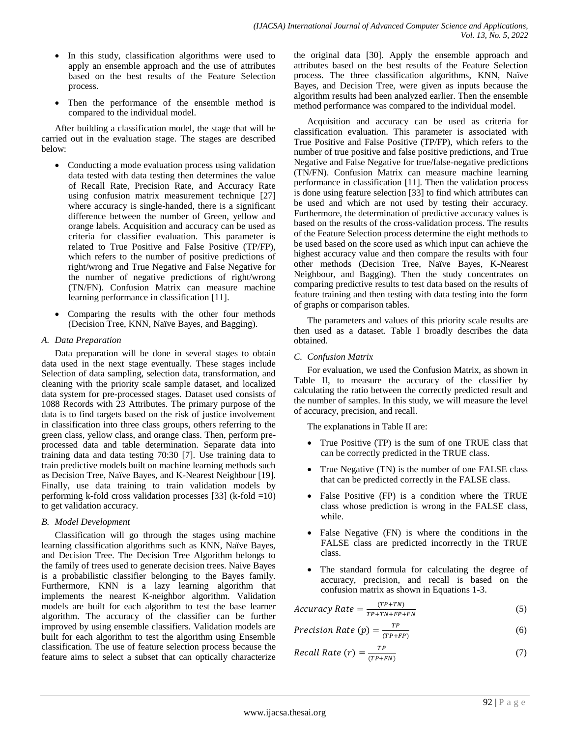- In this study, classification algorithms were used to apply an ensemble approach and the use of attributes based on the best results of the Feature Selection process.
- Then the performance of the ensemble method is compared to the individual model.

After building a classification model, the stage that will be carried out in the evaluation stage. The stages are described below:

- Conducting a mode evaluation process using validation data tested with data testing then determines the value of Recall Rate, Precision Rate, and Accuracy Rate using confusion matrix measurement technique [27] where accuracy is single-handed, there is a significant difference between the number of Green, yellow and orange labels. Acquisition and accuracy can be used as criteria for classifier evaluation. This parameter is related to True Positive and False Positive (TP/FP), which refers to the number of positive predictions of right/wrong and True Negative and False Negative for the number of negative predictions of right/wrong (TN/FN). Confusion Matrix can measure machine learning performance in classification [11].
- Comparing the results with the other four methods (Decision Tree, KNN, Naïve Bayes, and Bagging).

### A. Data Preparation

Data preparation will be done in several stages to obtain data used in the next stage eventually. These stages include Selection of data sampling, selection data, transformation, and cleaning with the priority scale sample dataset, and localized data system for pre-processed stages. Dataset used consists of 1088 Records with 23 Attributes. The primary purpose of the data is to find targets based on the risk of justice involvement in classification into three class groups, others referring to the green class, yellow class, and orange class. Then, perform pre-processed data and table determination. Separate data into training data and data testing 70:30 [7]. Use training data to train predictive models built on machine learning methods such as Decision Tree, Naïve Bayes, and K-Nearest Neighbour [19]. Finally, use data training to train validation models by performing k-fold cross validation processes [33] (k-fold =10) to get validation accuracy.

### B. Model Development

Classification will go through the stages using machine learning classification algorithms such as KNN, Naïve Bayes, and Decision Tree. The Decision Tree Algorithm belongs to the family of trees used to generate decision trees. Naive Bayes is a probabilistic classifier belonging to the Bayes family. Furthermore, KNN is a lazy learning algorithm that implements the nearest K-neighbor algorithm. Validation models are built for each algorithm to test the base learner algorithm. The accuracy of the classifier can be further improved by using ensemble classifiers. Validation models are built for each algorithm to test the algorithm using Ensemble classification. The use of feature selection process because the feature aims to select a subset that can optically characterize the original data [30]. Apply the ensemble approach and attributes based on the best results of the Feature Selection process. The three classification algorithms, KNN, Naïve Bayes, and Decision Tree, were given as inputs because the algorithm results had been analyzed earlier. Then the ensemble method performance was compared to the individual model.

Acquisition and accuracy can be used as criteria for classification evaluation. This parameter is associated with True Positive and False Positive (TP/FP), which refers to the number of true positive and false positive predictions, and True Negative and False Negative for true/false-negative predictions (TN/FN). Confusion Matrix can measure machine learning performance in classification [11]. Then the validation process is done using feature selection [33] to find which attributes can be used and which are not used by testing their accuracy. Furthermore, the determination of predictive accuracy values is based on the results of the cross-validation process. The results of the Feature Selection process determine the eight methods to be used based on the score used as which input can achieve the highest accuracy value and then compare the results with four other methods (Decision Tree, Naïve Bayes, K-Nearest Neighbour, and Bagging). Then the study concentrates on comparing predictive results to test data based on the results of feature training and then testing with data testing into the form of graphs or comparison tables.

The parameters and values of this priority scale results are then used as a dataset. Table I broadly describes the data obtained.

### C. Confusion Matrix

For evaluation, we used the Confusion Matrix, as shown in Table II, to measure the accuracy of the classifier by calculating the ratio between the correctly predicted result and the number of samples. In this study, we will measure the level of accuracy, precision, and recall.

The explanations in Table II are:

- True Positive (TP) is the sum of one TRUE class that can be correctly predicted in the TRUE class.
- True Negative (TN) is the number of one FALSE class that can be predicted correctly in the FALSE class.
- False Positive (FP) is a condition where the TRUE class whose prediction is wrong in the FALSE class, while.
- False Negative (FN) is where the conditions in the FALSE class are predicted incorrectly in the TRUE class.
- The standard formula for calculating the degree of accuracy, precision, and recall is based on the confusion matrix as shown in Equations 1-3.

$$Accuracy\ Rate = \frac{(TP+TN)}{TP+TN+FP+FN} \tag{5}$$

$$Precision\ Rate\ (p) = \frac{TP}{(TP+FP)} \tag{6}$$

$$Recall\ Rate\ (r) = \frac{TP}{(TP+FN)} \tag{7}$$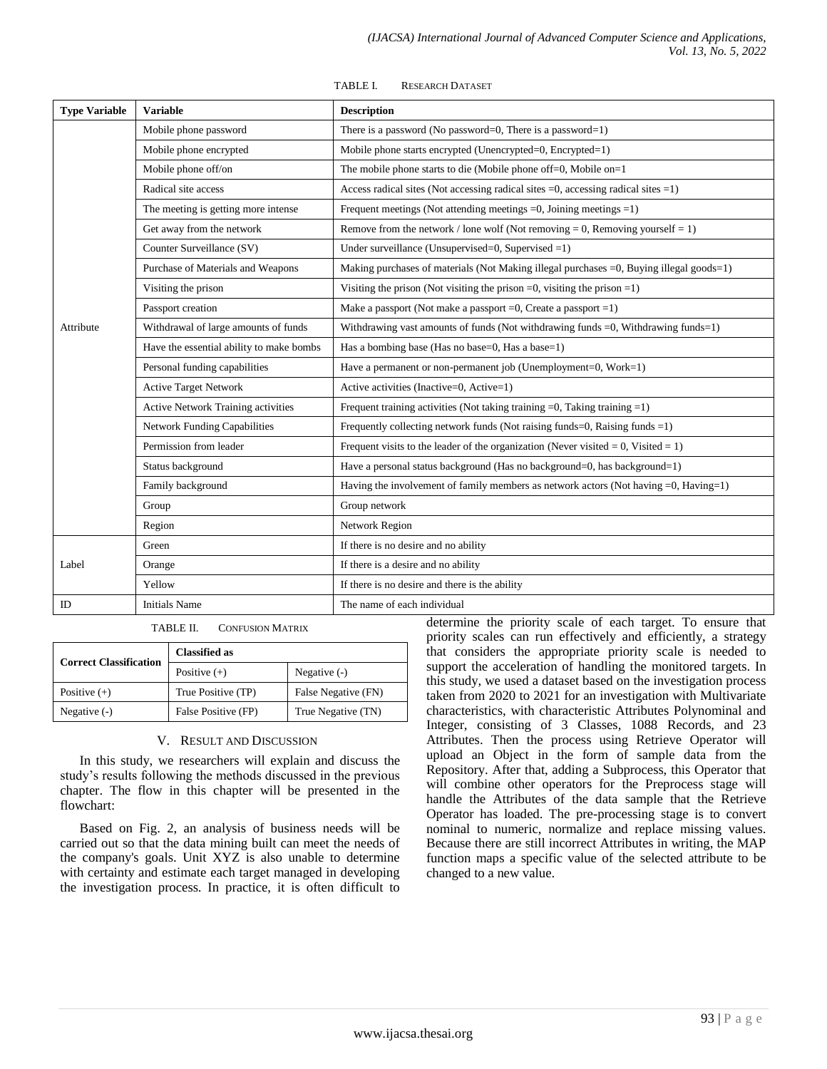TABLE I. RESEARCH DATASET

| Type Variable | Variable | Description |
|---|---|---|
| Attribute | Mobile phone password | There is a password (No password=0, There is a password=1) |
| | Mobile phone encrypted | Mobile phone starts encrypted (Unencrypted=0, Encrypted=1) |
| | Mobile phone off/on | The mobile phone starts to die (Mobile phone off=0, Mobile on=1 |
| | Radical site access | Access radical sites (Not accessing radical sites =0, accessing radical sites =1) |
| | The meeting is getting more intense | Frequent meetings (Not attending meetings =0, Joining meetings =1) |
| | Get away from the network | Remove from the network / lone wolf (Not removing = 0, Removing yourself = 1) |
| | Counter Surveillance (SV) | Under surveillance (Unsupervised=0, Supervised =1) |
| | Purchase of Materials and Weapons | Making purchases of materials (Not Making illegal purchases =0, Buying illegal goods=1) |
| | Visiting the prison | Visiting the prison (Not visiting the prison =0, visiting the prison =1) |
| | Passport creation | Make a passport (Not make a passport =0, Create a passport =1) |
| | Withdrawal of large amounts of funds | Withdrawing vast amounts of funds (Not withdrawing funds =0, Withdrawing funds=1) |
| | Have the essential ability to make bombs | Has a bombing base (Has no base=0, Has a base=1) |
| | Personal funding capabilities | Have a permanent or non-permanent job (Unemployment=0, Work=1) |
| | Active Target Network | Active activities (Inactive=0, Active=1) |
| | Active Network Training activities | Frequent training activities (Not taking training =0, Taking training =1) |
| | Network Funding Capabilities | Frequently collecting network funds (Not raising funds=0, Raising funds =1) |
| | Permission from leader | Frequent visits to the leader of the organization (Never visited = 0, Visited = 1) |
| | Status background | Have a personal status background (Has no background=0, has background=1) |
| | Family background | Having the involvement of family members as network actors (Not having =0, Having=1) |
| | Group | Group network |
| | Region | Network Region |
| Label | Green | If there is no desire and no ability |
| | Orange | If there is a desire and no ability |
| | Yellow | If there is no desire and there is the ability |
| ID | Initials Name | The name of each individual |

TABLE II. CONFUSION MATRIX

| Correct Classification | Classified as | |
|---|---|---|
| | Positive (+) | Negative (-) |
| Positive (+) | True Positive (TP) | False Negative (FN) |
| Negative (-) | False Positive (FP) | True Negative (TN) |

## V. RESULT AND DISCUSSION

In this study, we researchers will explain and discuss the study's results following the methods discussed in the previous chapter. The flow in this chapter will be presented in the flowchart:

Based on Fig. 2, an analysis of business needs will be carried out so that the data mining built can meet the needs of the company's goals. Unit XYZ is also unable to determine with certainty and estimate each target managed in developing the investigation process. In practice, it is often difficult to determine the priority scale of each target. To ensure that priority scales can run effectively and efficiently, a strategy that considers the appropriate priority scale is needed to support the acceleration of handling the monitored targets. In this study, we used a dataset based on the investigation process taken from 2020 to 2021 for an investigation with Multivariate characteristics, with characteristic Attributes Polynominal and Integer, consisting of 3 Classes, 1088 Records, and 23 Attributes. Then the process using Retrieve Operator will upload an Object in the form of sample data from the Repository. After that, adding a Subprocess, this Operator that will combine other operators for the Preprocess stage will handle the Attributes of the data sample that the Retrieve Operator has loaded. The pre-processing stage is to convert nominal to numeric, normalize and replace missing values. Because there are still incorrect Attributes in writing, the MAP function maps a specific value of the selected attribute to be changed to a new value.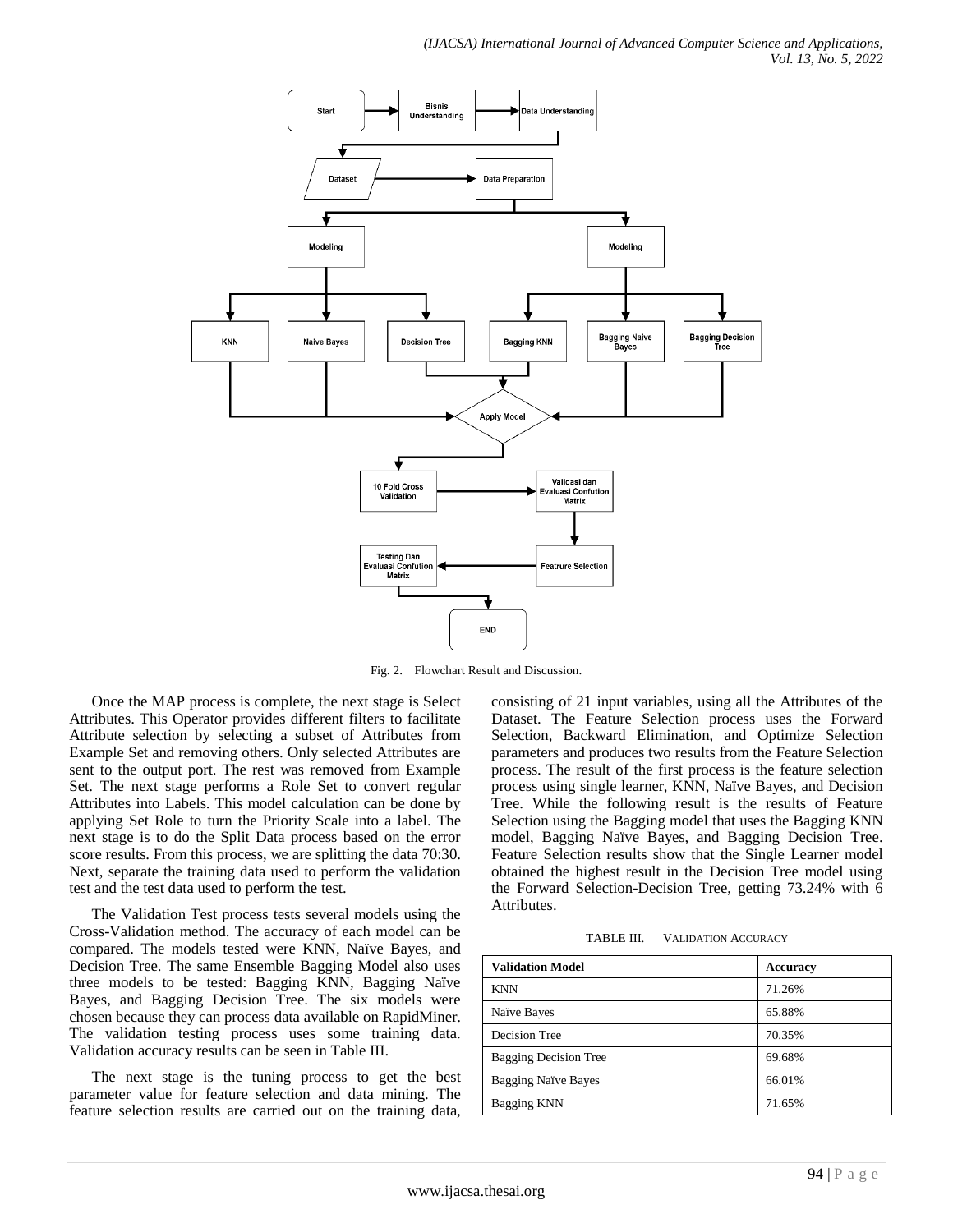Fig. 2. Flowchart Result and Discussion.

Once the MAP process is complete, the next stage is Select Attributes. This Operator provides different filters to facilitate Attribute selection by selecting a subset of Attributes from Example Set and removing others. Only selected Attributes are sent to the output port. The rest was removed from Example Set. The next stage performs a Role Set to convert regular Attributes into Labels. This model calculation can be done by applying Set Role to turn the Priority Scale into a label. The next stage is to do the Split Data process based on the error score results. From this process, we are splitting the data 70:30. Next, separate the training data used to perform the validation test and the test data used to perform the test.

The Validation Test process tests several models using the Cross-Validation method. The accuracy of each model can be compared. The models tested were KNN, Naïve Bayes, and Decision Tree. The same Ensemble Bagging Model also uses three models to be tested: Bagging KNN, Bagging Naïve Bayes, and Bagging Decision Tree. The six models were chosen because they can process data available on RapidMiner. The validation testing process uses some training data. Validation accuracy results can be seen in Table III.

The next stage is the tuning process to get the best parameter value for feature selection and data mining. The feature selection results are carried out on the training data, consisting of 21 input variables, using all the Attributes of the Dataset. The Feature Selection process uses the Forward Selection, Backward Elimination, and Optimize Selection parameters and produces two results from the Feature Selection process. The result of the first process is the feature selection process using single learner, KNN, Naïve Bayes, and Decision Tree. While the following result is the results of Feature Selection using the Bagging model that uses the Bagging KNN model, Bagging Naïve Bayes, and Bagging Decision Tree. Feature Selection results show that the Single Learner model obtained the highest result in the Decision Tree model using the Forward Selection-Decision Tree, getting 73.24% with 6 Attributes.

TABLE III. VALIDATION ACCURACY

| Validation Model | Accuracy |
| --- | --- |
| KNN | 71.26% |
| Naïve Bayes | 65.88% |
| Decision Tree | 70.35% |
| Bagging Decision Tree | 69.68% |
| Bagging Naïve Bayes | 66.01% |
| Bagging KNN | 71.65% |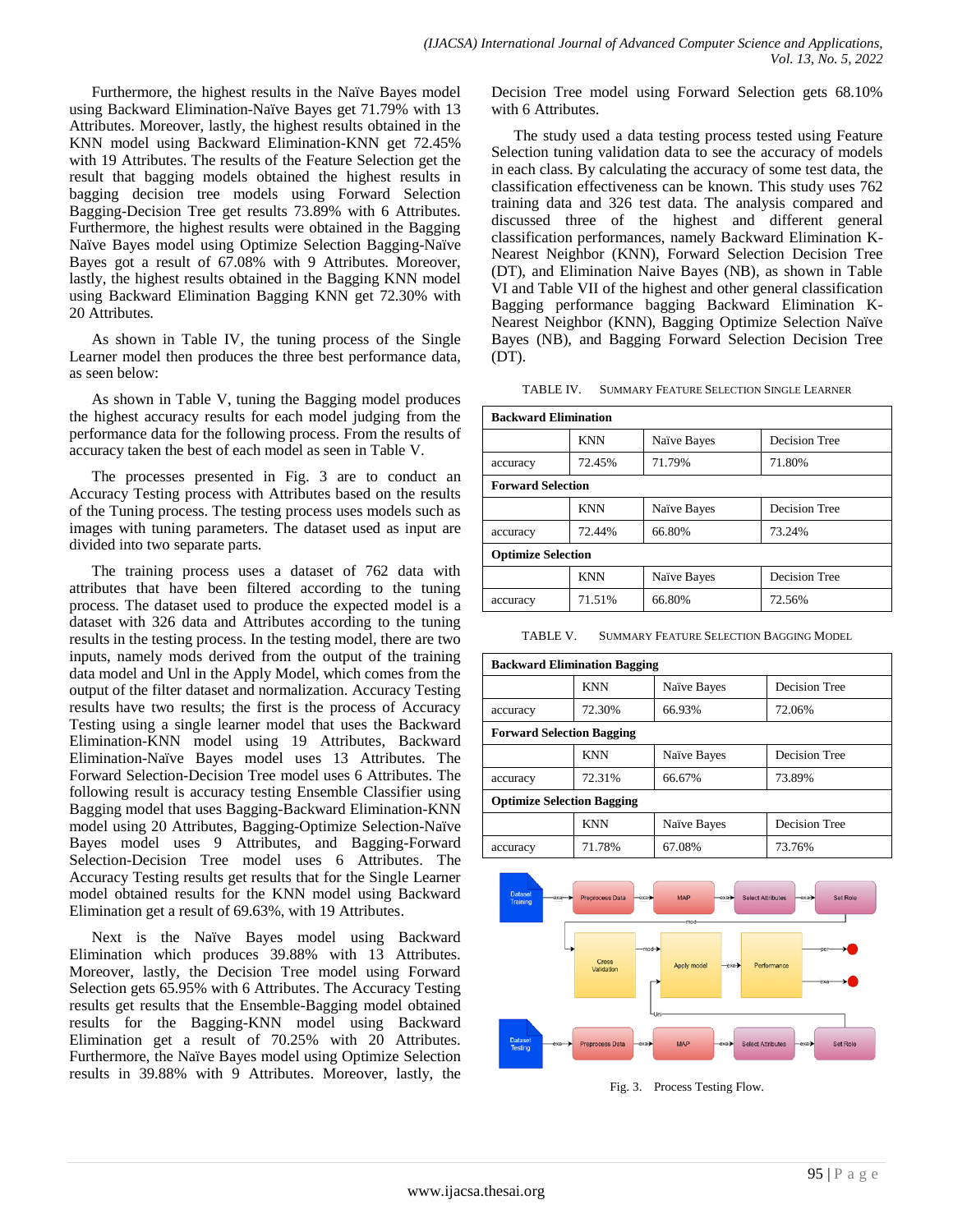Furthermore, the highest results in the Naïve Bayes model using Backward Elimination-Naïve Bayes get 71.79% with 13 Attributes. Moreover, lastly, the highest results obtained in the KNN model using Backward Elimination-KNN get 72.45% with 19 Attributes. The results of the Feature Selection get the result that bagging models obtained the highest results in bagging decision tree models using Forward Selection Bagging-Decision Tree get results 73.89% with 6 Attributes. Furthermore, the highest results were obtained in the Bagging Naïve Bayes model using Optimize Selection Bagging-Naïve Bayes got a result of 67.08% with 9 Attributes. Moreover, lastly, the highest results obtained in the Bagging KNN model using Backward Elimination Bagging KNN get 72.30% with 20 Attributes.

As shown in Table IV, the tuning process of the Single Learner model then produces the three best performance data, as seen below:

As shown in Table V, tuning the Bagging model produces the highest accuracy results for each model judging from the performance data for the following process. From the results of accuracy taken the best of each model as seen in Table V.

The processes presented in Fig. 3 are to conduct an Accuracy Testing process with Attributes based on the results of the Tuning process. The testing process uses models such as images with tuning parameters. The dataset used as input are divided into two separate parts.

The training process uses a dataset of 762 data with attributes that have been filtered according to the tuning process. The dataset used to produce the expected model is a dataset with 326 data and Attributes according to the tuning results in the testing process. In the testing model, there are two inputs, namely mods derived from the output of the training data model and Unl in the Apply Model, which comes from the output of the filter dataset and normalization. Accuracy Testing results have two results; the first is the process of Accuracy Testing using a single learner model that uses the Backward Elimination-KNN model using 19 Attributes, Backward Elimination-Naïve Bayes model uses 13 Attributes. The Forward Selection-Decision Tree model uses 6 Attributes. The following result is accuracy testing Ensemble Classifier using Bagging model that uses Bagging-Backward Elimination-KNN model using 20 Attributes, Bagging-Optimize Selection-Naïve Bayes model uses 9 Attributes, and Bagging-Forward Selection-Decision Tree model uses 6 Attributes. The Accuracy Testing results get results that for the Single Learner model obtained results for the KNN model using Backward Elimination get a result of 69.63%, with 19 Attributes.

Next is the Naïve Bayes model using Backward Elimination which produces 39.88% with 13 Attributes. Moreover, lastly, the Decision Tree model using Forward Selection gets 65.95% with 6 Attributes. The Accuracy Testing results get results that the Ensemble-Bagging model obtained results for the Bagging-KNN model using Backward Elimination get a result of 70.25% with 20 Attributes. Furthermore, the Naïve Bayes model using Optimize Selection results in 39.88% with 9 Attributes. Moreover, lastly, the Decision Tree model using Forward Selection gets 68.10% with 6 Attributes.

The study used a data testing process tested using Feature Selection tuning validation data to see the accuracy of models in each class. By calculating the accuracy of some test data, the classification effectiveness can be known. This study uses 762 training data and 326 test data. The analysis compared and discussed three of the highest and different general classification performances, namely Backward Elimination K-Nearest Neighbor (KNN), Forward Selection Decision Tree (DT), and Elimination Naive Bayes (NB), as shown in Table VI and Table VII of the highest and other general classification Bagging performance bagging Backward Elimination K-Nearest Neighbor (KNN), Bagging Optimize Selection Naïve Bayes (NB), and Bagging Forward Selection Decision Tree (DT).

TABLE IV. SUMMARY FEATURE SELECTION SINGLE LEARNER

| **Backward Elimination** | | | |
|---|---|---|---|
| | KNN | Naïve Bayes | Decision Tree |
| accuracy | 72.45% | 71.79% | 71.80% |
| **Forward Selection** | | | |
| | KNN | Naïve Bayes | Decision Tree |
| accuracy | 72.44% | 66.80% | 73.24% |
| **Optimize Selection** | | | |
| | KNN | Naïve Bayes | Decision Tree |
| accuracy | 71.51% | 66.80% | 72.56% |

TABLE V. SUMMARY FEATURE SELECTION BAGGING MODEL

| **Backward Elimination Bagging** | | | |
|---|---|---|---|
| | KNN | Naïve Bayes | Decision Tree |
| accuracy | 72.30% | 66.93% | 72.06% |
| **Forward Selection Bagging** | | | |
| | KNN | Naïve Bayes | Decision Tree |
| accuracy | 72.31% | 66.67% | 73.89% |
| **Optimize Selection Bagging** | | | |
| | KNN | Naïve Bayes | Decision Tree |
| accuracy | 71.78% | 67.08% | 73.76% |

Fig. 3. Process Testing Flow.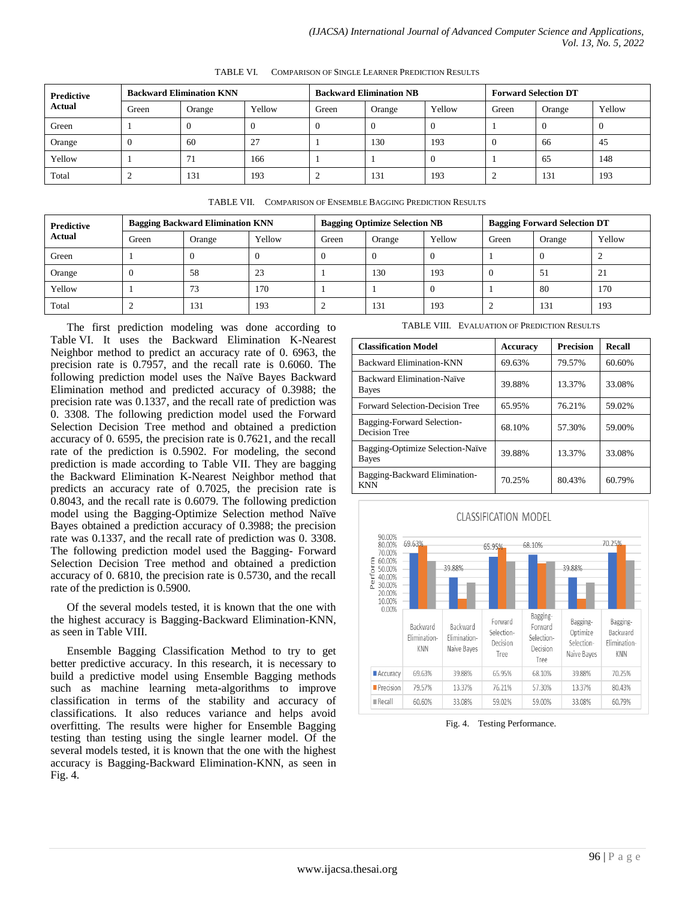TABLE VI. COMPARISON OF SINGLE LEARNER PREDICTION RESULTS

| Predictive Actual | Backward Elimination KNN | | | Backward Elimination NB | | | Forward Selection DT | | |
|---|---|---|---|---|---|---|---|---|---|
| | Green | Orange | Yellow | Green | Orange | Yellow | Green | Orange | Yellow |
| Green | 1 | 0 | 0 | 0 | 0 | 0 | 1 | 0 | 0 |
| Orange | 0 | 60 | 27 | 1 | 130 | 193 | 0 | 66 | 45 |
| Yellow | 1 | 71 | 166 | 1 | 1 | 0 | 1 | 65 | 148 |
| Total | 2 | 131 | 193 | 2 | 131 | 193 | 2 | 131 | 193 |

TABLE VII. COMPARISON OF ENSEMBLE BAGGING PREDICTION RESULTS

| Predictive Actual | Bagging Backward Elimination KNN | | | Bagging Optimize Selection NB | | | Bagging Forward Selection DT | | |
|---|---|---|---|---|---|---|---|---|---|
| | Green | Orange | Yellow | Green | Orange | Yellow | Green | Orange | Yellow |
| Green | 1 | 0 | 0 | 0 | 0 | 0 | 1 | 0 | 2 |
| Orange | 0 | 58 | 23 | 1 | 130 | 193 | 0 | 51 | 21 |
| Yellow | 1 | 73 | 170 | 1 | 1 | 0 | 1 | 80 | 170 |
| Total | 2 | 131 | 193 | 2 | 131 | 193 | 2 | 131 | 193 |

The first prediction modeling was done according to Table VI. It uses the Backward Elimination K-Nearest Neighbor method to predict an accuracy rate of 0. 6963, the precision rate is 0.7957, and the recall rate is 0.6060. The following prediction model uses the Naïve Bayes Backward Elimination method and predicted accuracy of 0.3988; the precision rate was 0.1337, and the recall rate of prediction was 0. 3308. The following prediction model used the Forward Selection Decision Tree method and obtained a prediction accuracy of 0. 6595, the precision rate is 0.7621, and the recall rate of the prediction is 0.5902. For modeling, the second prediction is made according to Table VII. They are bagging the Backward Elimination K-Nearest Neighbor method that predicts an accuracy rate of 0.7025, the precision rate is 0.8043, and the recall rate is 0.6079. The following prediction model using the Bagging-Optimize Selection method Naïve Bayes obtained a prediction accuracy of 0.3988; the precision rate was 0.1337, and the recall rate of prediction was 0. 3308. The following prediction model used the Bagging- Forward Selection Decision Tree method and obtained a prediction accuracy of 0. 6810, the precision rate is 0.5730, and the recall rate of the prediction is 0.5900.

Of the several models tested, it is known that the one with the highest accuracy is Bagging-Backward Elimination-KNN, as seen in Table VIII.

Ensemble Bagging Classification Method to try to get better predictive accuracy. In this research, it is necessary to build a predictive model using Ensemble Bagging methods such as machine learning meta-algorithms to improve classification in terms of the stability and accuracy of classifications. It also reduces variance and helps avoid overfitting. The results were higher for Ensemble Bagging testing than testing using the single learner model. Of the several models tested, it is known that the one with the highest accuracy is Bagging-Backward Elimination-KNN, as seen in Fig. 4.

TABLE VIII. EVALUATION OF PREDICTION RESULTS

| Classification Model | Accuracy | Precision | Recall |
|---|---|---|---|
| Backward Elimination-KNN | 69.63% | 79.57% | 60.60% |
| Backward Elimination-Naïve Bayes | 39.88% | 13.37% | 33.08% |
| Forward Selection-Decision Tree | 65.95% | 76.21% | 59.02% |
| Bagging-Forward Selection-Decision Tree | 68.10% | 57.30% | 59.00% |
| Bagging-Optimize Selection-Naïve Bayes | 39.88% | 13.37% | 33.08% |
| Bagging-Backward Elimination-KNN | 70.25% | 80.43% | 60.79% |

CLASSIFICATION MODEL

| | Backward Elimination-KNN | Backward Elimination-Naive Bayes | Forward Selection-Decision Tree | Bagging-Forward Selection-Decision Tree | Bagging-Optimize Selection-Naive Bayes | Bagging-Backward Elimination-KNN |
|---|---|---|---|---|---|---|
| Accuracy | 69.63% | 39.88% | 65.95% | 68.10% | 39.88% | 70.25% |
| Precision | 79.57% | 13.37% | 76.21% | 57.30% | 13.37% | 80.43% |
| Recall | 60.60% | 33.08% | 59.02% | 59.00% | 33.08% | 60.79% |

Fig. 4. Testing Performance.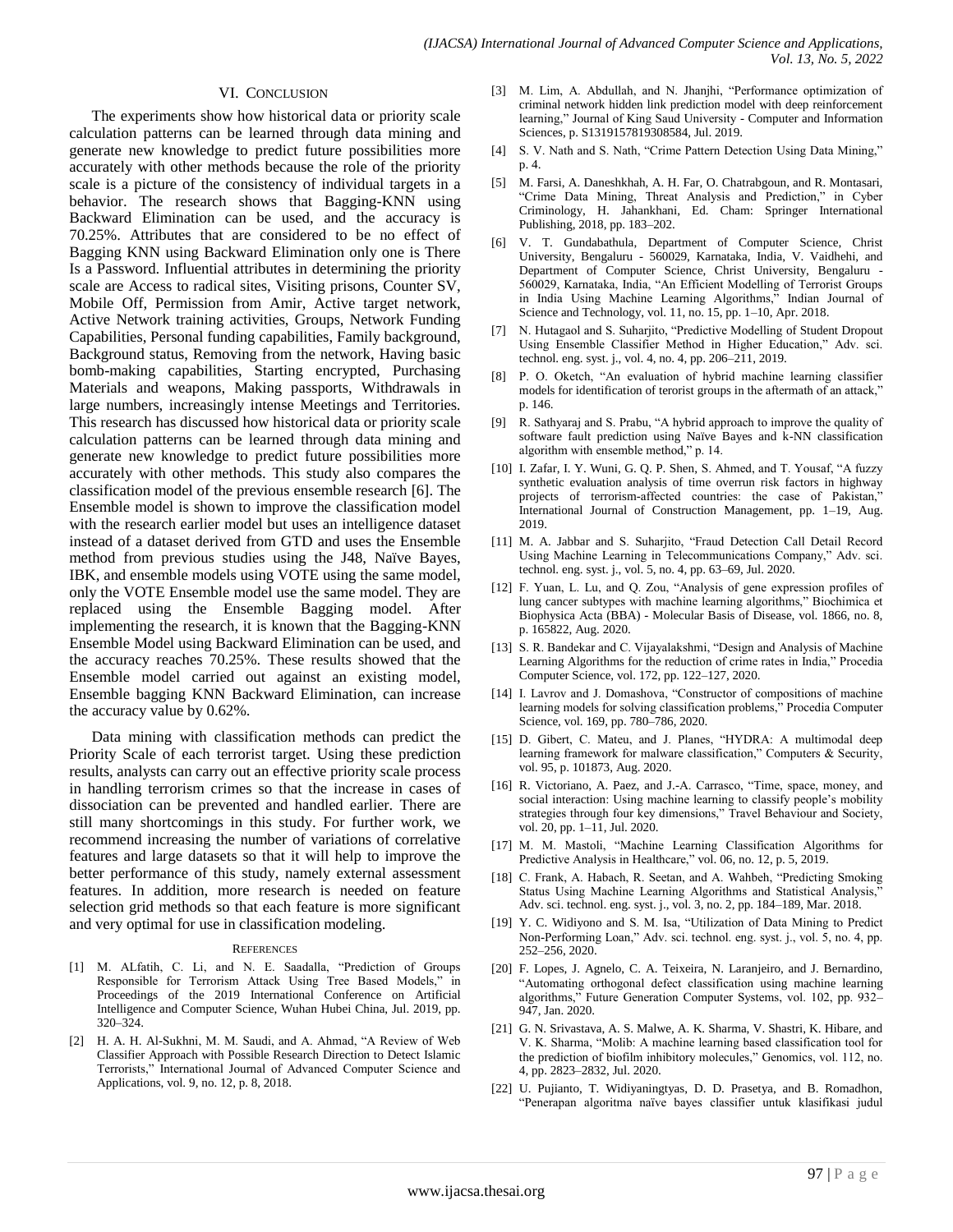## VI. Conclusion

The experiments show how historical data or priority scale calculation patterns can be learned through data mining and generate new knowledge to predict future possibilities more accurately with other methods because the role of the priority scale is a picture of the consistency of individual targets in a behavior. The research shows that Bagging-KNN using Backward Elimination can be used, and the accuracy is 70.25%. Attributes that are considered to be no effect of Bagging KNN using Backward Elimination only one is There Is a Password. Influential attributes in determining the priority scale are Access to radical sites, Visiting prisons, Counter SV, Mobile Off, Permission from Amir, Active target network, Active Network training activities, Groups, Network Funding Capabilities, Personal funding capabilities, Family background, Background status, Removing from the network, Having basic bomb-making capabilities, Starting encrypted, Purchasing Materials and weapons, Making passports, Withdrawals in large numbers, increasingly intense Meetings and Territories. This research has discussed how historical data or priority scale calculation patterns can be learned through data mining and generate new knowledge to predict future possibilities more accurately with other methods. This study also compares the classification model of the previous ensemble research [6]. The Ensemble model is shown to improve the classification model with the research earlier model but uses an intelligence dataset instead of a dataset derived from GTD and uses the Ensemble method from previous studies using the J48, Naïve Bayes, IBK, and ensemble models using VOTE using the same model, only the VOTE Ensemble model use the same model. They are replaced using the Ensemble Bagging model. After implementing the research, it is known that the Bagging-KNN Ensemble Model using Backward Elimination can be used, and the accuracy reaches 70.25%. These results showed that the Ensemble model carried out against an existing model, Ensemble bagging KNN Backward Elimination, can increase the accuracy value by 0.62%.

Data mining with classification methods can predict the Priority Scale of each terrorist target. Using these prediction results, analysts can carry out an effective priority scale process in handling terrorism crimes so that the increase in cases of dissociation can be prevented and handled earlier. There are still many shortcomings in this study. For further work, we recommend increasing the number of variations of correlative features and large datasets so that it will help to improve the better performance of this study, namely external assessment features. In addition, more research is needed on feature selection grid methods so that each feature is more significant and very optimal for use in classification modeling.

## References

[1] M. ALfatih, C. Li, and N. E. Saadalla, "Prediction of Groups Responsible for Terrorism Attack Using Tree Based Models," in Proceedings of the 2019 International Conference on Artificial Intelligence and Computer Science, Wuhan Hubei China, Jul. 2019, pp. 320–324.

[2] H. A. H. Al-Sukhni, M. M. Saudi, and A. Ahmad, "A Review of Web Classifier Approach with Possible Research Direction to Detect Islamic Terrorists," International Journal of Advanced Computer Science and Applications, vol. 9, no. 12, p. 8, 2018.

[3] M. Lim, A. Abdullah, and N. Jhanjhi, "Performance optimization of criminal network hidden link prediction model with deep reinforcement learning," Journal of King Saud University - Computer and Information Sciences, p. S1319157819308584, Jul. 2019.

[4] S. V. Nath and S. Nath, "Crime Pattern Detection Using Data Mining," p. 4.

[5] M. Farsi, A. Daneshkhah, A. H. Far, O. Chatrabgoun, and R. Montasari, "Crime Data Mining, Threat Analysis and Prediction," in Cyber Criminology, H. Jahankhani, Ed. Cham: Springer International Publishing, 2018, pp. 183–202.

[6] V. T. Gundabathula, Department of Computer Science, Christ University, Bengaluru - 560029, Karnataka, India, V. Vaidhehi, and Department of Computer Science, Christ University, Bengaluru - 560029, Karnataka, India, "An Efficient Modelling of Terrorist Groups in India Using Machine Learning Algorithms," Indian Journal of Science and Technology, vol. 11, no. 15, pp. 1–10, Apr. 2018.

[7] N. Hutagaol and S. Suharjito, "Predictive Modelling of Student Dropout Using Ensemble Classifier Method in Higher Education," Adv. sci. technol. eng. syst. j., vol. 4, no. 4, pp. 206–211, 2019.

[8] P. O. Oketch, "An evaluation of hybrid machine learning classifier models for identification of terorist groups in the aftermath of an attack," p. 146.

[9] R. Sathyaraj and S. Prabu, "A hybrid approach to improve the quality of software fault prediction using Naïve Bayes and k-NN classification algorithm with ensemble method," p. 14.

[10] I. Zafar, I. Y. Wuni, G. Q. P. Shen, S. Ahmed, and T. Yousaf, "A fuzzy synthetic evaluation analysis of time overrun risk factors in highway projects of terrorism-affected countries: the case of Pakistan," International Journal of Construction Management, pp. 1–19, Aug. 2019.

[11] M. A. Jabbar and S. Suharjito, "Fraud Detection Call Detail Record Using Machine Learning in Telecommunications Company," Adv. sci. technol. eng. syst. j., vol. 5, no. 4, pp. 63–69, Jul. 2020.

[12] F. Yuan, L. Lu, and Q. Zou, "Analysis of gene expression profiles of lung cancer subtypes with machine learning algorithms," Biochimica et Biophysica Acta (BBA) - Molecular Basis of Disease, vol. 1866, no. 8, p. 165822, Aug. 2020.

[13] S. R. Bandekar and C. Vijayalakshmi, "Design and Analysis of Machine Learning Algorithms for the reduction of crime rates in India," Procedia Computer Science, vol. 172, pp. 122–127, 2020.

[14] I. Lavrov and J. Domashova, "Constructor of compositions of machine learning models for solving classification problems," Procedia Computer Science, vol. 169, pp. 780–786, 2020.

[15] D. Gibert, C. Mateu, and J. Planes, "HYDRA: A multimodal deep learning framework for malware classification," Computers & Security, vol. 95, p. 101873, Aug. 2020.

[16] R. Victoriano, A. Paez, and J.-A. Carrasco, "Time, space, money, and social interaction: Using machine learning to classify people's mobility strategies through four key dimensions," Travel Behaviour and Society, vol. 20, pp. 1–11, Jul. 2020.

[17] M. M. Mastoli, "Machine Learning Classification Algorithms for Predictive Analysis in Healthcare," vol. 06, no. 12, p. 5, 2019.

[18] C. Frank, A. Habach, R. Seetan, and A. Wahbeh, "Predicting Smoking Status Using Machine Learning Algorithms and Statistical Analysis," Adv. sci. technol. eng. syst. j., vol. 3, no. 2, pp. 184–189, Mar. 2018.

[19] Y. C. Widiyono and S. M. Isa, "Utilization of Data Mining to Predict Non-Performing Loan," Adv. sci. technol. eng. syst. j., vol. 5, no. 4, pp. 252–256, 2020.

[20] F. Lopes, J. Agnelo, C. A. Teixeira, N. Laranjeiro, and J. Bernardino, "Automating orthogonal defect classification using machine learning algorithms," Future Generation Computer Systems, vol. 102, pp. 932–947, Jan. 2020.

[21] G. N. Srivastava, A. S. Malwe, A. K. Sharma, V. Shastri, K. Hibare, and V. K. Sharma, "Molib: A machine learning based classification tool for the prediction of biofilm inhibitory molecules," Genomics, vol. 112, no. 4, pp. 2823–2832, Jul. 2020.

[22] U. Pujianto, T. Widiyaningtyas, D. D. Prasetya, and B. Romadhon, "Penerapan algoritma naïve bayes classifier untuk klasifikasi judul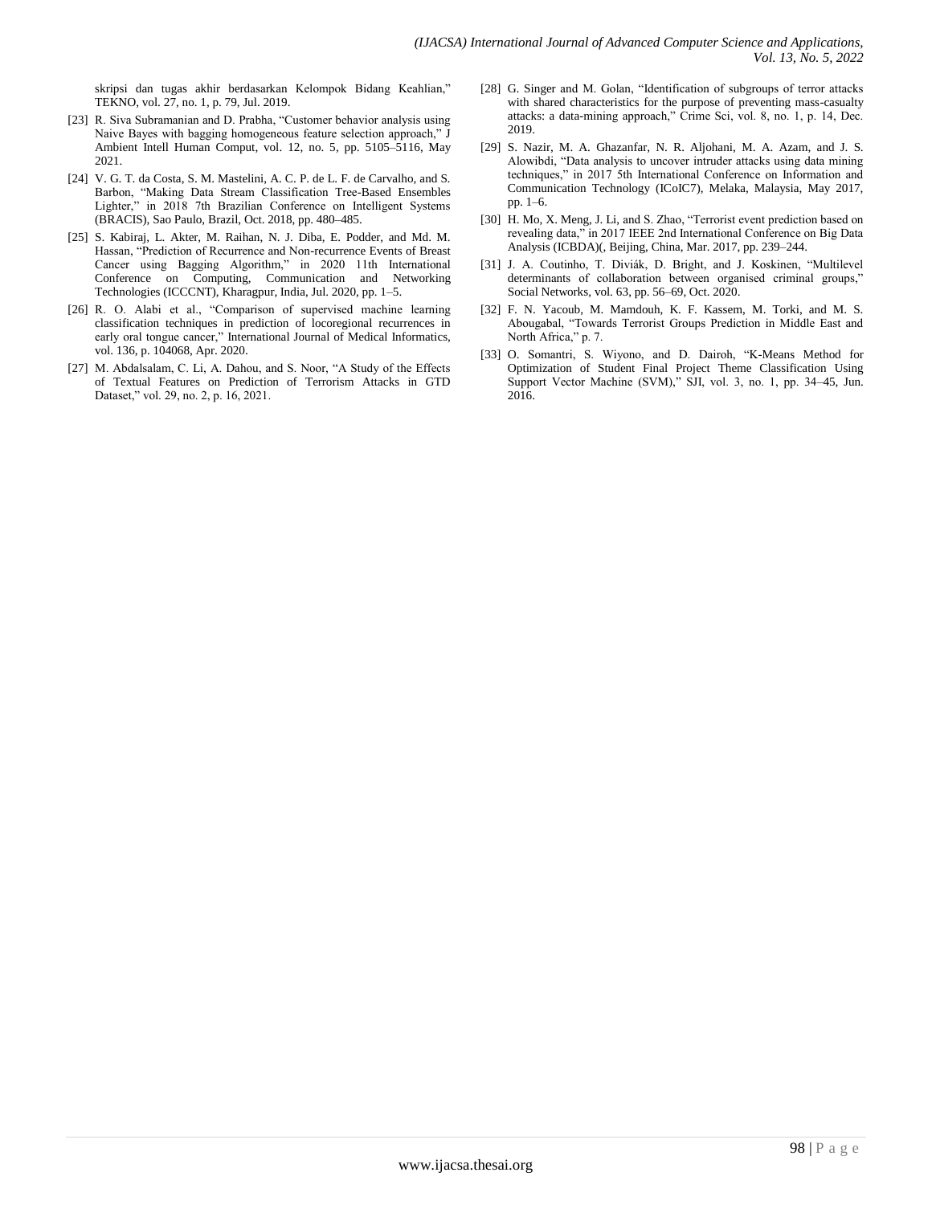skripsi dan tugas akhir berdasarkan Kelompok Bidang Keahlian," TEKNO, vol. 27, no. 1, p. 79, Jul. 2019.

[23] R. Siva Subramanian and D. Prabha, "Customer behavior analysis using Naive Bayes with bagging homogeneous feature selection approach," J Ambient Intell Human Comput, vol. 12, no. 5, pp. 5105–5116, May 2021.

[24] V. G. T. da Costa, S. M. Mastelini, A. C. P. de L. F. de Carvalho, and S. Barbon, "Making Data Stream Classification Tree-Based Ensembles Lighter," in 2018 7th Brazilian Conference on Intelligent Systems (BRACIS), Sao Paulo, Brazil, Oct. 2018, pp. 480–485.

[25] S. Kabiraj, L. Akter, M. Raihan, N. J. Diba, E. Podder, and Md. M. Hassan, "Prediction of Recurrence and Non-recurrence Events of Breast Cancer using Bagging Algorithm," in 2020 11th International Conference on Computing, Communication and Networking Technologies (ICCCNT), Kharagpur, India, Jul. 2020, pp. 1–5.

[26] R. O. Alabi et al., "Comparison of supervised machine learning classification techniques in prediction of locoregional recurrences in early oral tongue cancer," International Journal of Medical Informatics, vol. 136, p. 104068, Apr. 2020.

[27] M. Abdalsalam, C. Li, A. Dahou, and S. Noor, "A Study of the Effects of Textual Features on Prediction of Terrorism Attacks in GTD Dataset," vol. 29, no. 2, p. 16, 2021.

[28] G. Singer and M. Golan, "Identification of subgroups of terror attacks with shared characteristics for the purpose of preventing mass-casualty attacks: a data-mining approach," Crime Sci, vol. 8, no. 1, p. 14, Dec. 2019.

[29] S. Nazir, M. A. Ghazanfar, N. R. Aljohani, M. A. Azam, and J. S. Alowibdi, "Data analysis to uncover intruder attacks using data mining techniques," in 2017 5th International Conference on Information and Communication Technology (ICoIC7), Melaka, Malaysia, May 2017, pp. 1–6.

[30] H. Mo, X. Meng, J. Li, and S. Zhao, "Terrorist event prediction based on revealing data," in 2017 IEEE 2nd International Conference on Big Data Analysis (ICBDA)(, Beijing, China, Mar. 2017, pp. 239–244.

[31] J. A. Coutinho, T. Diviák, D. Bright, and J. Koskinen, "Multilevel determinants of collaboration between organised criminal groups," Social Networks, vol. 63, pp. 56–69, Oct. 2020.

[32] F. N. Yacoub, M. Mamdouh, K. F. Kassem, M. Torki, and M. S. Abougabal, "Towards Terrorist Groups Prediction in Middle East and North Africa," p. 7.

[33] O. Somantri, S. Wiyono, and D. Dairoh, "K-Means Method for Optimization of Student Final Project Theme Classification Using Support Vector Machine (SVM)," SJI, vol. 3, no. 1, pp. 34–45, Jun. 2016.